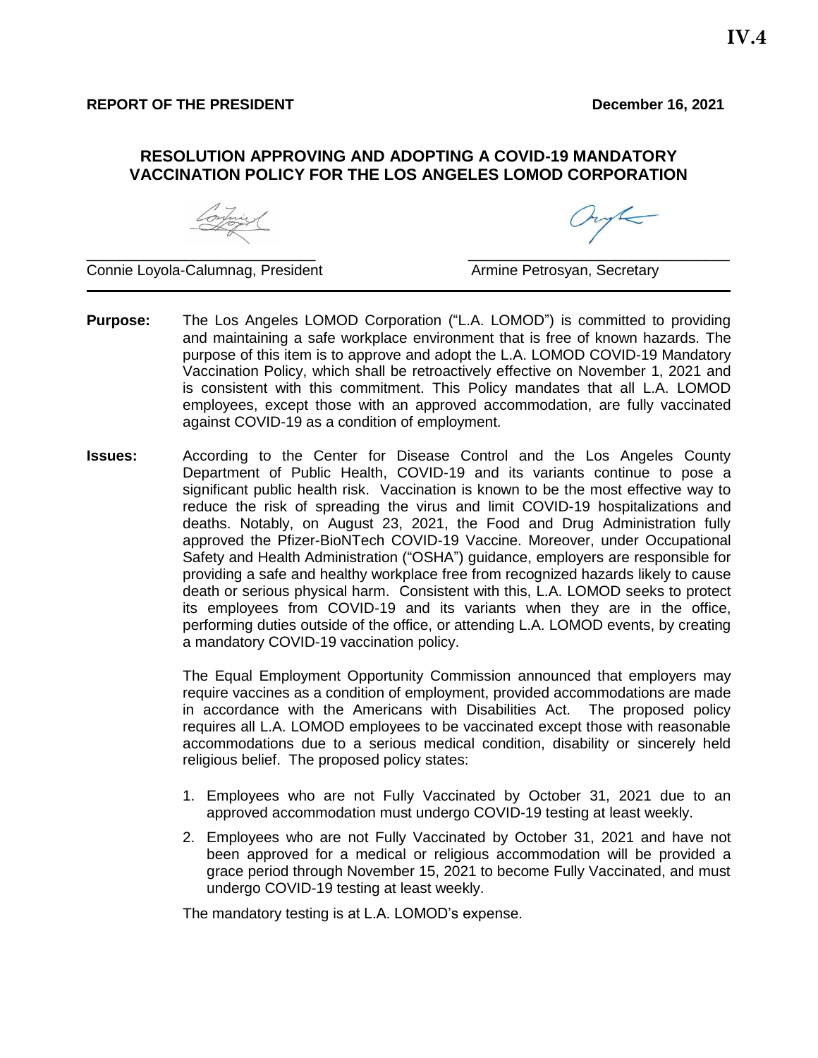**IV.4**

**REPORT OF THE PRESIDENT** **December 16, 2021**

## RESOLUTION APPROVING AND ADOPTING A COVID-19 MANDATORY VACCINATION POLICY FOR THE LOS ANGELES LOMOD CORPORATION

Connie Loyola-Calumnag, President

Armine Petrosyan, Secretary

---

**Purpose:** The Los Angeles LOMOD Corporation ("L.A. LOMOD") is committed to providing and maintaining a safe workplace environment that is free of known hazards. The purpose of this item is to approve and adopt the L.A. LOMOD COVID-19 Mandatory Vaccination Policy, which shall be retroactively effective on November 1, 2021 and is consistent with this commitment. This Policy mandates that all L.A. LOMOD employees, except those with an approved accommodation, are fully vaccinated against COVID-19 as a condition of employment.

**Issues:** According to the Center for Disease Control and the Los Angeles County Department of Public Health, COVID-19 and its variants continue to pose a significant public health risk. Vaccination is known to be the most effective way to reduce the risk of spreading the virus and limit COVID-19 hospitalizations and deaths. Notably, on August 23, 2021, the Food and Drug Administration fully approved the Pfizer-BioNTech COVID-19 Vaccine. Moreover, under Occupational Safety and Health Administration ("OSHA") guidance, employers are responsible for providing a safe and healthy workplace free from recognized hazards likely to cause death or serious physical harm. Consistent with this, L.A. LOMOD seeks to protect its employees from COVID-19 and its variants when they are in the office, performing duties outside of the office, or attending L.A. LOMOD events, by creating a mandatory COVID-19 vaccination policy.

The Equal Employment Opportunity Commission announced that employers may require vaccines as a condition of employment, provided accommodations are made in accordance with the Americans with Disabilities Act. The proposed policy requires all L.A. LOMOD employees to be vaccinated except those with reasonable accommodations due to a serious medical condition, disability or sincerely held religious belief. The proposed policy states:

1. Employees who are not Fully Vaccinated by October 31, 2021 due to an approved accommodation must undergo COVID-19 testing at least weekly.
2. Employees who are not Fully Vaccinated by October 31, 2021 and have not been approved for a medical or religious accommodation will be provided a grace period through November 15, 2021 to become Fully Vaccinated, and must undergo COVID-19 testing at least weekly.

The mandatory testing is at L.A. LOMOD's expense.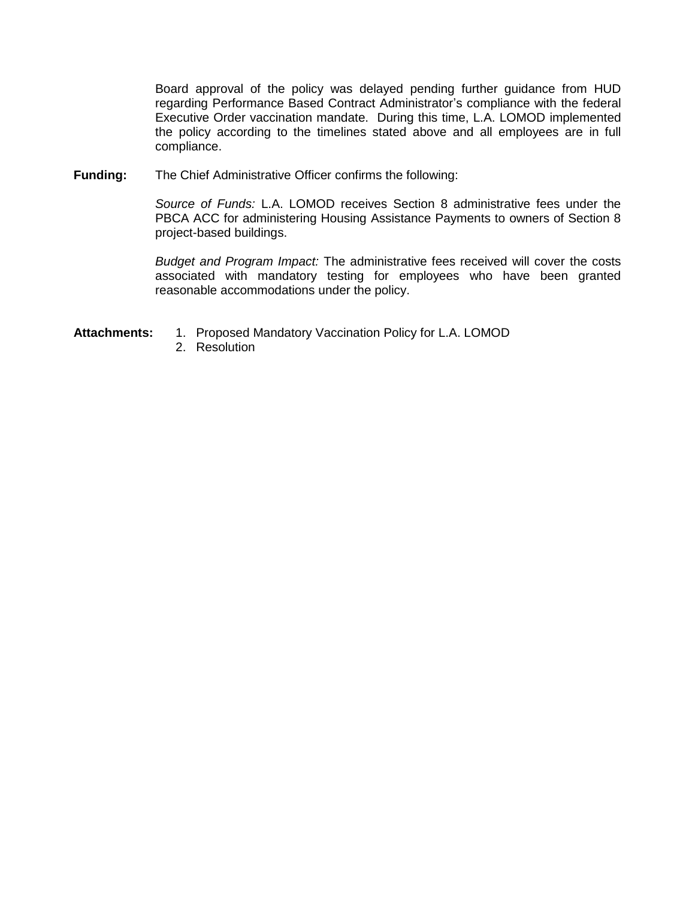Board approval of the policy was delayed pending further guidance from HUD regarding Performance Based Contract Administrator's compliance with the federal Executive Order vaccination mandate. During this time, L.A. LOMOD implemented the policy according to the timelines stated above and all employees are in full compliance.

**Funding:** The Chief Administrative Officer confirms the following:

*Source of Funds:* L.A. LOMOD receives Section 8 administrative fees under the PBCA ACC for administering Housing Assistance Payments to owners of Section 8 project-based buildings.

*Budget and Program Impact:* The administrative fees received will cover the costs associated with mandatory testing for employees who have been granted reasonable accommodations under the policy.

**Attachments:**

1. Proposed Mandatory Vaccination Policy for L.A. LOMOD
2. Resolution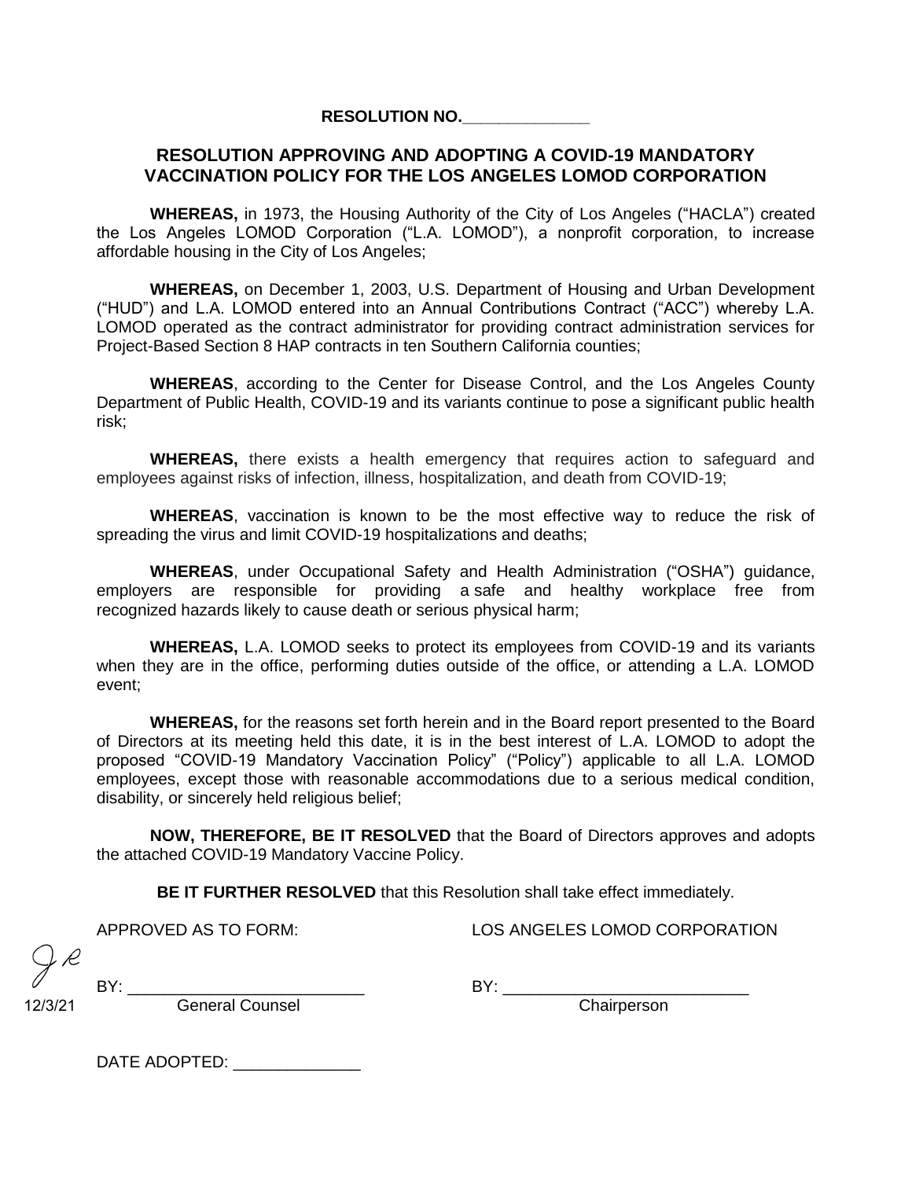**RESOLUTION NO.\_\_\_\_\_\_\_\_\_\_\_\_\_\_**

## RESOLUTION APPROVING AND ADOPTING A COVID-19 MANDATORY VACCINATION POLICY FOR THE LOS ANGELES LOMOD CORPORATION

**WHEREAS,** in 1973, the Housing Authority of the City of Los Angeles ("HACLA") created the Los Angeles LOMOD Corporation ("L.A. LOMOD"), a nonprofit corporation, to increase affordable housing in the City of Los Angeles;

**WHEREAS,** on December 1, 2003, U.S. Department of Housing and Urban Development ("HUD") and L.A. LOMOD entered into an Annual Contributions Contract ("ACC") whereby L.A. LOMOD operated as the contract administrator for providing contract administration services for Project-Based Section 8 HAP contracts in ten Southern California counties;

**WHEREAS**, according to the Center for Disease Control, and the Los Angeles County Department of Public Health, COVID-19 and its variants continue to pose a significant public health risk;

**WHEREAS,** there exists a health emergency that requires action to safeguard and employees against risks of infection, illness, hospitalization, and death from COVID-19;

**WHEREAS**, vaccination is known to be the most effective way to reduce the risk of spreading the virus and limit COVID-19 hospitalizations and deaths;

**WHEREAS**, under Occupational Safety and Health Administration ("OSHA") guidance, employers are responsible for providing a safe and healthy workplace free from recognized hazards likely to cause death or serious physical harm;

**WHEREAS,** L.A. LOMOD seeks to protect its employees from COVID-19 and its variants when they are in the office, performing duties outside of the office, or attending a L.A. LOMOD event;

**WHEREAS,** for the reasons set forth herein and in the Board report presented to the Board of Directors at its meeting held this date, it is in the best interest of L.A. LOMOD to adopt the proposed "COVID-19 Mandatory Vaccination Policy" ("Policy") applicable to all L.A. LOMOD employees, except those with reasonable accommodations due to a serious medical condition, disability, or sincerely held religious belief;

**NOW, THEREFORE, BE IT RESOLVED** that the Board of Directors approves and adopts the attached COVID-19 Mandatory Vaccine Policy.

**BE IT FURTHER RESOLVED** that this Resolution shall take effect immediately.

APPROVED AS TO FORM: LOS ANGELES LOMOD CORPORATION

BY: \_\_\_\_\_\_\_\_\_\_\_\_\_\_\_\_\_\_\_\_\_\_\_\_\_ General Counsel

BY: \_\_\_\_\_\_\_\_\_\_\_\_\_\_\_\_\_\_\_\_\_\_\_\_\_\_\_ Chairperson

JR 12/3/21

DATE ADOPTED: \_\_\_\_\_\_\_\_\_\_\_\_\_\_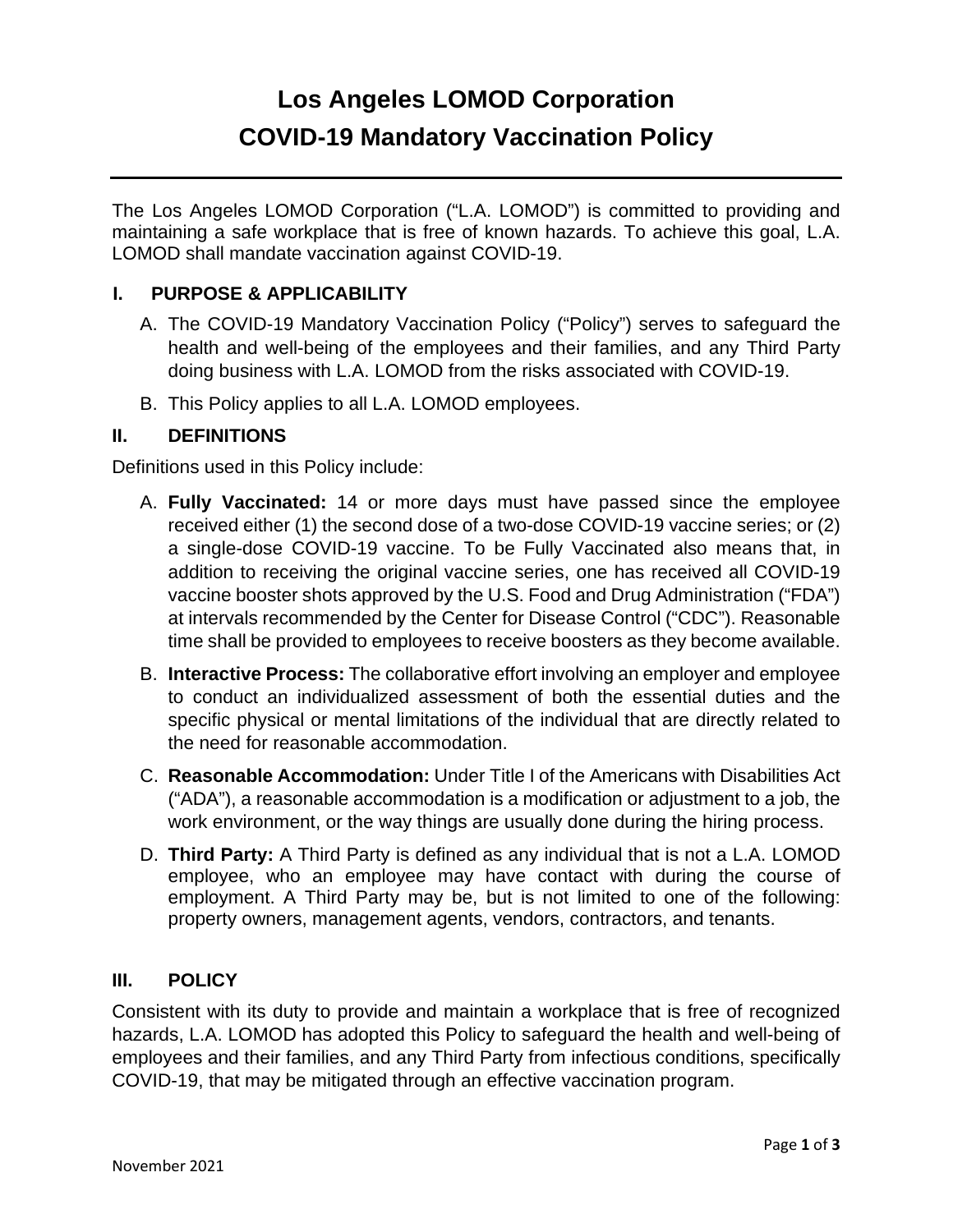# Los Angeles LOMOD Corporation
# COVID-19 Mandatory Vaccination Policy

---

The Los Angeles LOMOD Corporation ("L.A. LOMOD") is committed to providing and maintaining a safe workplace that is free of known hazards. To achieve this goal, L.A. LOMOD shall mandate vaccination against COVID-19.

## I. PURPOSE & APPLICABILITY

A. The COVID-19 Mandatory Vaccination Policy ("Policy") serves to safeguard the health and well-being of the employees and their families, and any Third Party doing business with L.A. LOMOD from the risks associated with COVID-19.

B. This Policy applies to all L.A. LOMOD employees.

## II. DEFINITIONS

Definitions used in this Policy include:

A. **Fully Vaccinated:** 14 or more days must have passed since the employee received either (1) the second dose of a two-dose COVID-19 vaccine series; or (2) a single-dose COVID-19 vaccine. To be Fully Vaccinated also means that, in addition to receiving the original vaccine series, one has received all COVID-19 vaccine booster shots approved by the U.S. Food and Drug Administration ("FDA") at intervals recommended by the Center for Disease Control ("CDC"). Reasonable time shall be provided to employees to receive boosters as they become available.

B. **Interactive Process:** The collaborative effort involving an employer and employee to conduct an individualized assessment of both the essential duties and the specific physical or mental limitations of the individual that are directly related to the need for reasonable accommodation.

C. **Reasonable Accommodation:** Under Title I of the Americans with Disabilities Act ("ADA"), a reasonable accommodation is a modification or adjustment to a job, the work environment, or the way things are usually done during the hiring process.

D. **Third Party:** A Third Party is defined as any individual that is not a L.A. LOMOD employee, who an employee may have contact with during the course of employment. A Third Party may be, but is not limited to one of the following: property owners, management agents, vendors, contractors, and tenants.

## III. POLICY

Consistent with its duty to provide and maintain a workplace that is free of recognized hazards, L.A. LOMOD has adopted this Policy to safeguard the health and well-being of employees and their families, and any Third Party from infectious conditions, specifically COVID-19, that may be mitigated through an effective vaccination program.

November 2021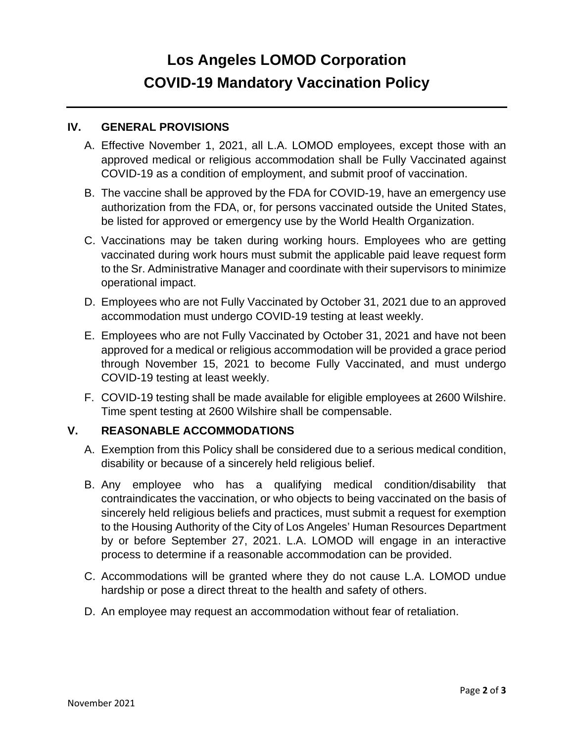# Los Angeles LOMOD Corporation
# COVID-19 Mandatory Vaccination Policy

## IV. GENERAL PROVISIONS

A. Effective November 1, 2021, all L.A. LOMOD employees, except those with an approved medical or religious accommodation shall be Fully Vaccinated against COVID-19 as a condition of employment, and submit proof of vaccination.

B. The vaccine shall be approved by the FDA for COVID-19, have an emergency use authorization from the FDA, or, for persons vaccinated outside the United States, be listed for approved or emergency use by the World Health Organization.

C. Vaccinations may be taken during working hours. Employees who are getting vaccinated during work hours must submit the applicable paid leave request form to the Sr. Administrative Manager and coordinate with their supervisors to minimize operational impact.

D. Employees who are not Fully Vaccinated by October 31, 2021 due to an approved accommodation must undergo COVID-19 testing at least weekly.

E. Employees who are not Fully Vaccinated by October 31, 2021 and have not been approved for a medical or religious accommodation will be provided a grace period through November 15, 2021 to become Fully Vaccinated, and must undergo COVID-19 testing at least weekly.

F. COVID-19 testing shall be made available for eligible employees at 2600 Wilshire. Time spent testing at 2600 Wilshire shall be compensable.

## V. REASONABLE ACCOMMODATIONS

A. Exemption from this Policy shall be considered due to a serious medical condition, disability or because of a sincerely held religious belief.

B. Any employee who has a qualifying medical condition/disability that contraindicates the vaccination, or who objects to being vaccinated on the basis of sincerely held religious beliefs and practices, must submit a request for exemption to the Housing Authority of the City of Los Angeles' Human Resources Department by or before September 27, 2021. L.A. LOMOD will engage in an interactive process to determine if a reasonable accommodation can be provided.

C. Accommodations will be granted where they do not cause L.A. LOMOD undue hardship or pose a direct threat to the health and safety of others.

D. An employee may request an accommodation without fear of retaliation.

November 2021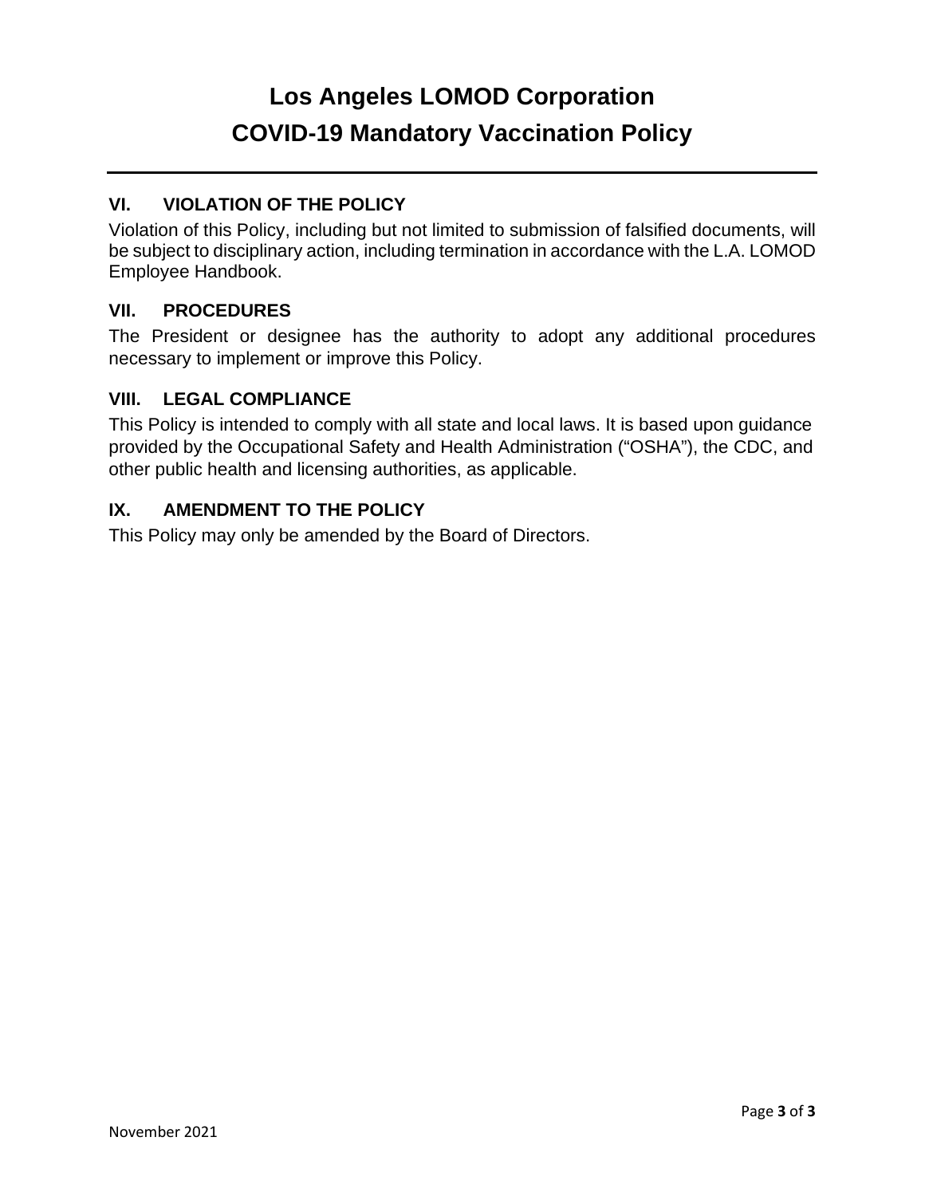## VI. VIOLATION OF THE POLICY

Violation of this Policy, including but not limited to submission of falsified documents, will be subject to disciplinary action, including termination in accordance with the L.A. LOMOD Employee Handbook.

## VII. PROCEDURES

The President or designee has the authority to adopt any additional procedures necessary to implement or improve this Policy.

## VIII. LEGAL COMPLIANCE

This Policy is intended to comply with all state and local laws. It is based upon guidance provided by the Occupational Safety and Health Administration ("OSHA"), the CDC, and other public health and licensing authorities, as applicable.

## IX. AMENDMENT TO THE POLICY

This Policy may only be amended by the Board of Directors.